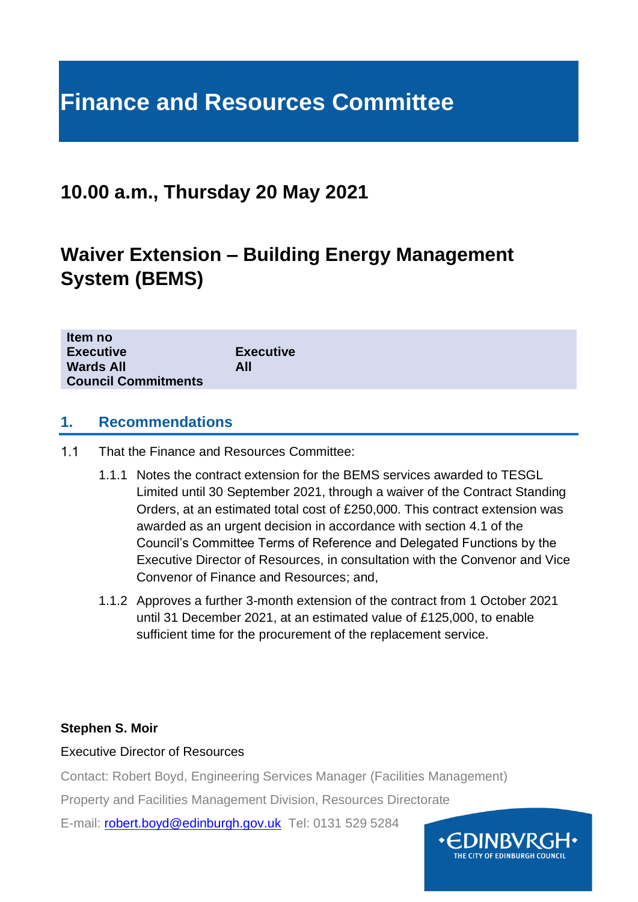# Finance and Resources Committee

## 10.00 a.m., Thursday 20 May 2021

## Waiver Extension – Building Energy Management System (BEMS)

| | |
|---|---|
| **Item no** | |
| **Executive** | **Executive** |
| **Wards All** | **All** |
| **Council Commitments** | |

### 1. Recommendations

1.1 That the Finance and Resources Committee:

1.1.1 Notes the contract extension for the BEMS services awarded to TESGL Limited until 30 September 2021, through a waiver of the Contract Standing Orders, at an estimated total cost of £250,000. This contract extension was awarded as an urgent decision in accordance with section 4.1 of the Council's Committee Terms of Reference and Delegated Functions by the Executive Director of Resources, in consultation with the Convenor and Vice Convenor of Finance and Resources; and,

1.1.2 Approves a further 3-month extension of the contract from 1 October 2021 until 31 December 2021, at an estimated value of £125,000, to enable sufficient time for the procurement of the replacement service.

**Stephen S. Moir**

Executive Director of Resources

Contact: Robert Boyd, Engineering Services Manager (Facilities Management)

Property and Facilities Management Division, Resources Directorate

E-mail: robert.boyd@edinburgh.gov.uk Tel: 0131 529 5284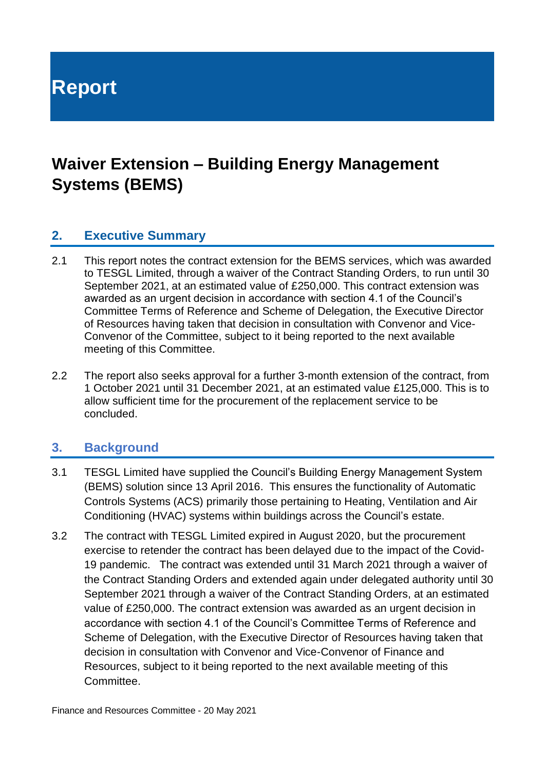# Report

## Waiver Extension – Building Energy Management Systems (BEMS)

### 2. Executive Summary

2.1 This report notes the contract extension for the BEMS services, which was awarded to TESGL Limited, through a waiver of the Contract Standing Orders, to run until 30 September 2021, at an estimated value of £250,000. This contract extension was awarded as an urgent decision in accordance with section 4.1 of the Council's Committee Terms of Reference and Scheme of Delegation, the Executive Director of Resources having taken that decision in consultation with Convenor and Vice-Convenor of the Committee, subject to it being reported to the next available meeting of this Committee.

2.2 The report also seeks approval for a further 3-month extension of the contract, from 1 October 2021 until 31 December 2021, at an estimated value £125,000. This is to allow sufficient time for the procurement of the replacement service to be concluded.

### 3. Background

3.1 TESGL Limited have supplied the Council's Building Energy Management System (BEMS) solution since 13 April 2016. This ensures the functionality of Automatic Controls Systems (ACS) primarily those pertaining to Heating, Ventilation and Air Conditioning (HVAC) systems within buildings across the Council's estate.

3.2 The contract with TESGL Limited expired in August 2020, but the procurement exercise to retender the contract has been delayed due to the impact of the Covid-19 pandemic. The contract was extended until 31 March 2021 through a waiver of the Contract Standing Orders and extended again under delegated authority until 30 September 2021 through a waiver of the Contract Standing Orders, at an estimated value of £250,000. The contract extension was awarded as an urgent decision in accordance with section 4.1 of the Council's Committee Terms of Reference and Scheme of Delegation, with the Executive Director of Resources having taken that decision in consultation with Convenor and Vice-Convenor of Finance and Resources, subject to it being reported to the next available meeting of this Committee.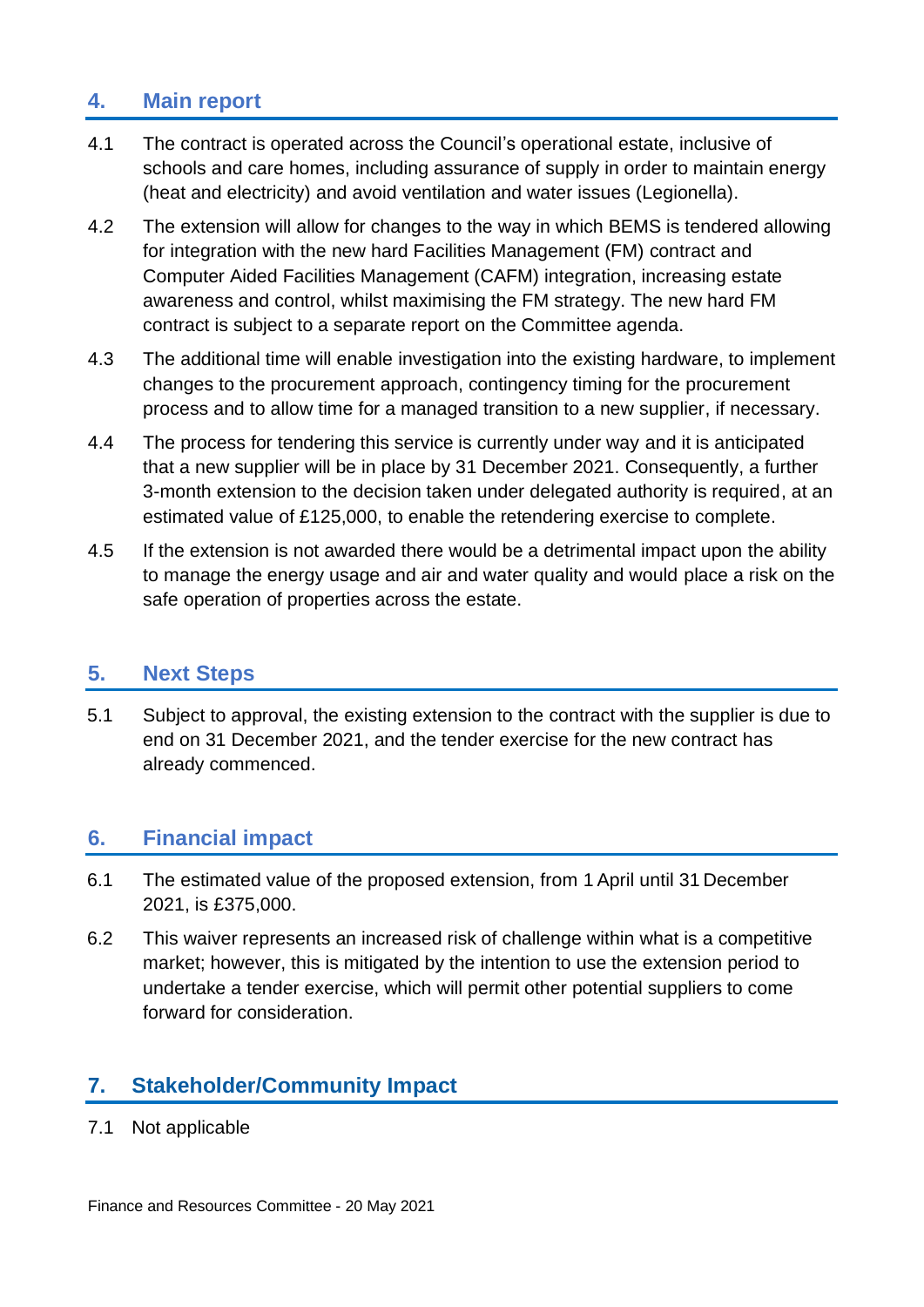## 4. Main report

4.1 The contract is operated across the Council's operational estate, inclusive of schools and care homes, including assurance of supply in order to maintain energy (heat and electricity) and avoid ventilation and water issues (Legionella).

4.2 The extension will allow for changes to the way in which BEMS is tendered allowing for integration with the new hard Facilities Management (FM) contract and Computer Aided Facilities Management (CAFM) integration, increasing estate awareness and control, whilst maximising the FM strategy. The new hard FM contract is subject to a separate report on the Committee agenda.

4.3 The additional time will enable investigation into the existing hardware, to implement changes to the procurement approach, contingency timing for the procurement process and to allow time for a managed transition to a new supplier, if necessary.

4.4 The process for tendering this service is currently under way and it is anticipated that a new supplier will be in place by 31 December 2021. Consequently, a further 3-month extension to the decision taken under delegated authority is required, at an estimated value of £125,000, to enable the retendering exercise to complete.

4.5 If the extension is not awarded there would be a detrimental impact upon the ability to manage the energy usage and air and water quality and would place a risk on the safe operation of properties across the estate.

## 5. Next Steps

5.1 Subject to approval, the existing extension to the contract with the supplier is due to end on 31 December 2021, and the tender exercise for the new contract has already commenced.

## 6. Financial impact

6.1 The estimated value of the proposed extension, from 1 April until 31 December 2021, is £375,000.

6.2 This waiver represents an increased risk of challenge within what is a competitive market; however, this is mitigated by the intention to use the extension period to undertake a tender exercise, which will permit other potential suppliers to come forward for consideration.

## 7. Stakeholder/Community Impact

7.1 Not applicable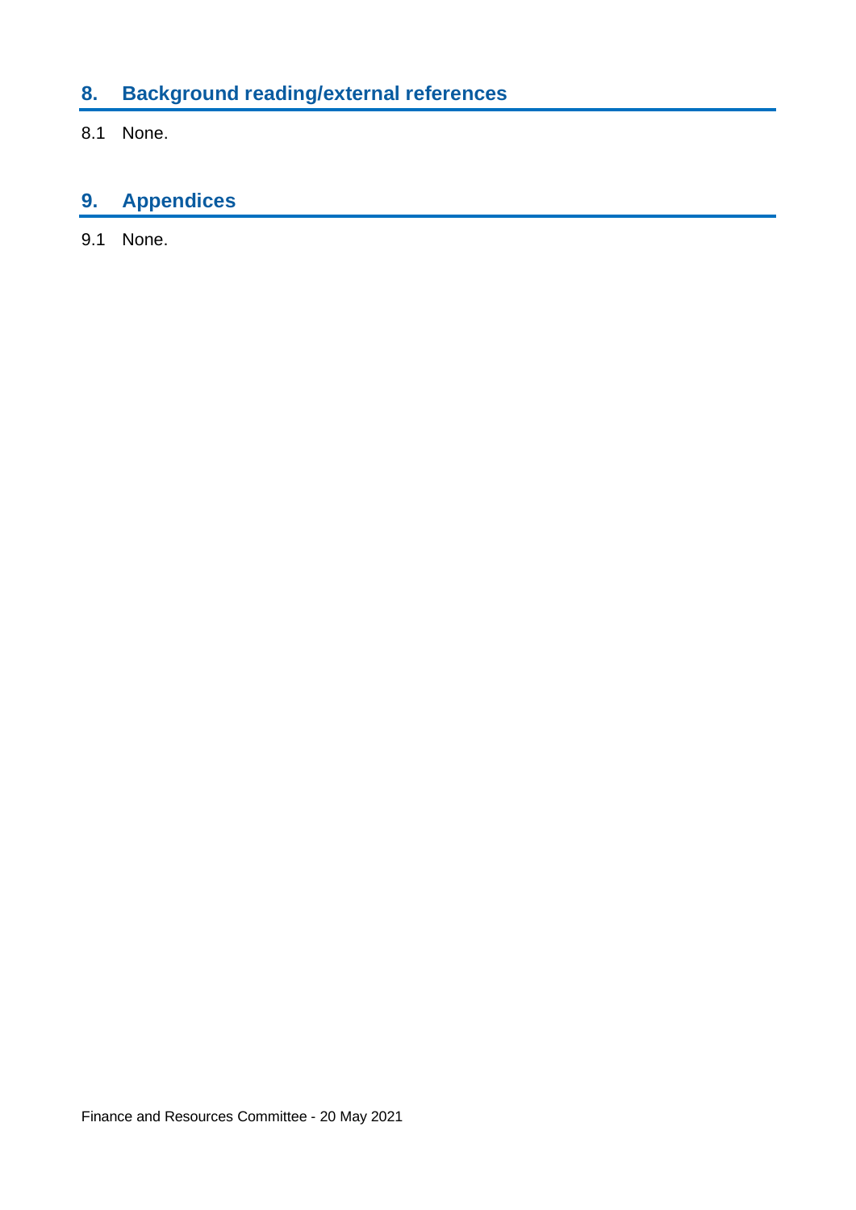## 8. Background reading/external references

8.1 None.

## 9. Appendices

9.1 None.